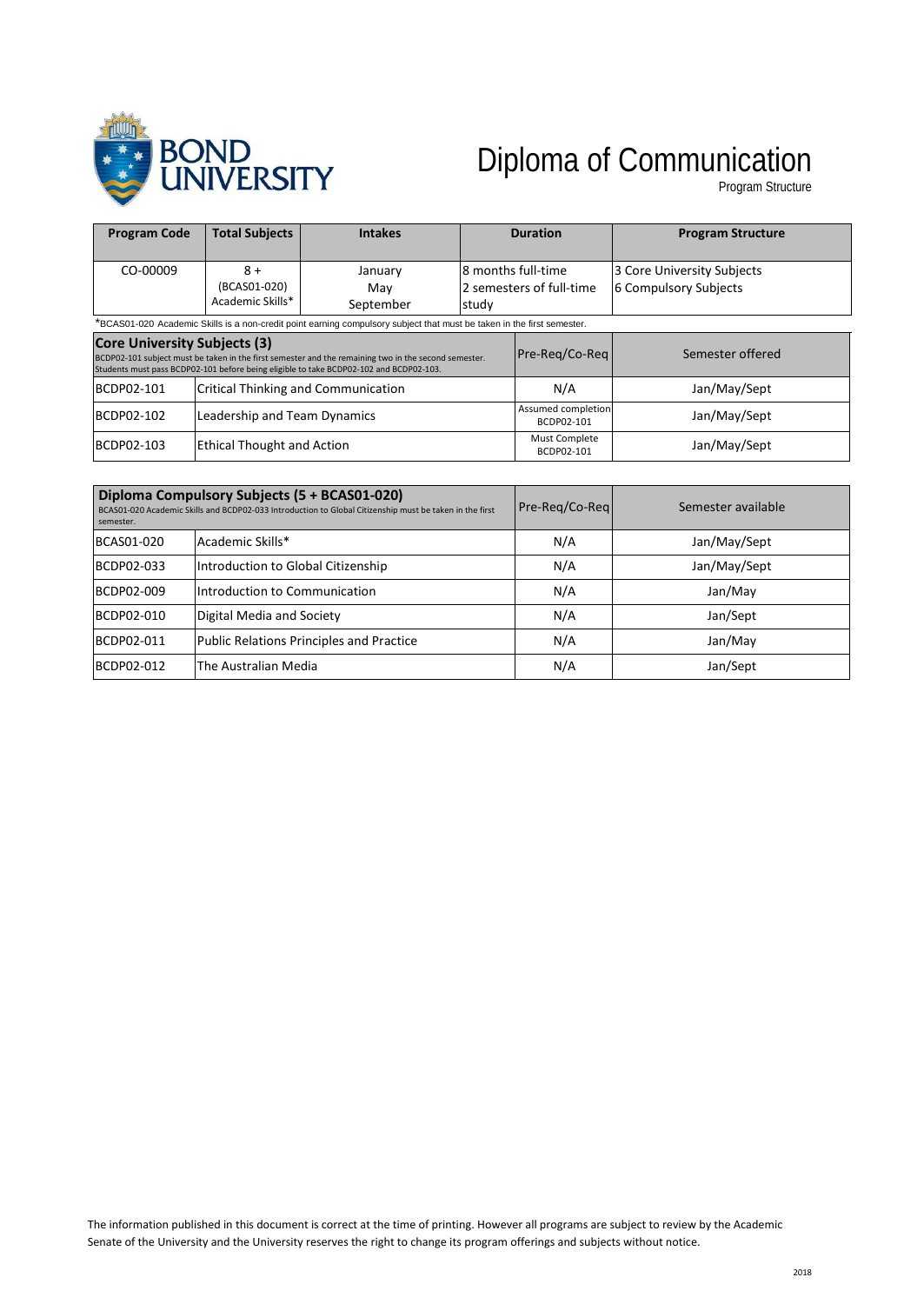# Diploma of Communication

Program Structure

| Program Code | Total Subjects | Intakes | Duration | Program Structure |
|---|---|---|---|---|
| CO-00009 | 8 + (BCAS01-020) Academic Skills* | January May September | 8 months full-time 2 semesters of full-time study | 3 Core University Subjects 6 Compulsory Subjects |

*BCAS01-020 Academic Skills is a non-credit point earning compulsory subject that must be taken in the first semester.

| **Core University Subjects (3)** BCDP02-101 subject must be taken in the first semester and the remaining two in the second semester. Students must pass BCDP02-101 before being eligible to take BCDP02-102 and BCDP02-103. | | Pre-Req/Co-Req | Semester offered |
|---|---|---|---|
| BCDP02-101 | Critical Thinking and Communication | N/A | Jan/May/Sept |
| BCDP02-102 | Leadership and Team Dynamics | Assumed completion BCDP02-101 | Jan/May/Sept |
| BCDP02-103 | Ethical Thought and Action | Must Complete BCDP02-101 | Jan/May/Sept |

| **Diploma Compulsory Subjects (5 + BCAS01-020)** BCAS01-020 Academic Skills and BCDP02-033 Introduction to Global Citizenship must be taken in the first semester. | | Pre-Req/Co-Req | Semester available |
|---|---|---|---|
| BCAS01-020 | Academic Skills* | N/A | Jan/May/Sept |
| BCDP02-033 | Introduction to Global Citizenship | N/A | Jan/May/Sept |
| BCDP02-009 | Introduction to Communication | N/A | Jan/May |
| BCDP02-010 | Digital Media and Society | N/A | Jan/Sept |
| BCDP02-011 | Public Relations Principles and Practice | N/A | Jan/May |
| BCDP02-012 | The Australian Media | N/A | Jan/Sept |

The information published in this document is correct at the time of printing. However all programs are subject to review by the Academic Senate of the University and the University reserves the right to change its program offerings and subjects without notice.

2018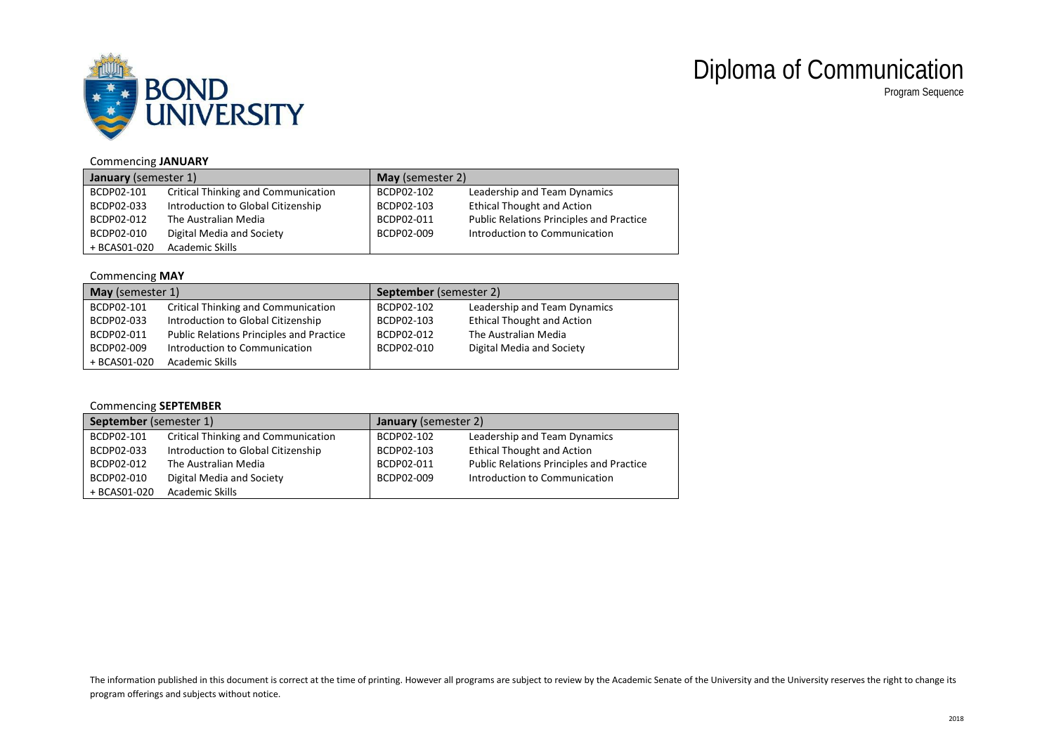BOND UNIVERSITY

# Diploma of Communication

Program Sequence

Commencing **JANUARY**

| **January** (semester 1) | | **May** (semester 2) | |
|---|---|---|---|
| BCDP02-101 | Critical Thinking and Communication | BCDP02-102 | Leadership and Team Dynamics |
| BCDP02-033 | Introduction to Global Citizenship | BCDP02-103 | Ethical Thought and Action |
| BCDP02-012 | The Australian Media | BCDP02-011 | Public Relations Principles and Practice |
| BCDP02-010 | Digital Media and Society | BCDP02-009 | Introduction to Communication |
| + BCAS01-020 | Academic Skills | | |

Commencing **MAY**

| **May** (semester 1) | | **September** (semester 2) | |
|---|---|---|---|
| BCDP02-101 | Critical Thinking and Communication | BCDP02-102 | Leadership and Team Dynamics |
| BCDP02-033 | Introduction to Global Citizenship | BCDP02-103 | Ethical Thought and Action |
| BCDP02-011 | Public Relations Principles and Practice | BCDP02-012 | The Australian Media |
| BCDP02-009 | Introduction to Communication | BCDP02-010 | Digital Media and Society |
| + BCAS01-020 | Academic Skills | | |

Commencing **SEPTEMBER**

| **September** (semester 1) | | **January** (semester 2) | |
|---|---|---|---|
| BCDP02-101 | Critical Thinking and Communication | BCDP02-102 | Leadership and Team Dynamics |
| BCDP02-033 | Introduction to Global Citizenship | BCDP02-103 | Ethical Thought and Action |
| BCDP02-012 | The Australian Media | BCDP02-011 | Public Relations Principles and Practice |
| BCDP02-010 | Digital Media and Society | BCDP02-009 | Introduction to Communication |
| + BCAS01-020 | Academic Skills | | |

The information published in this document is correct at the time of printing. However all programs are subject to review by the Academic Senate of the University and the University reserves the right to change its program offerings and subjects without notice.

2018